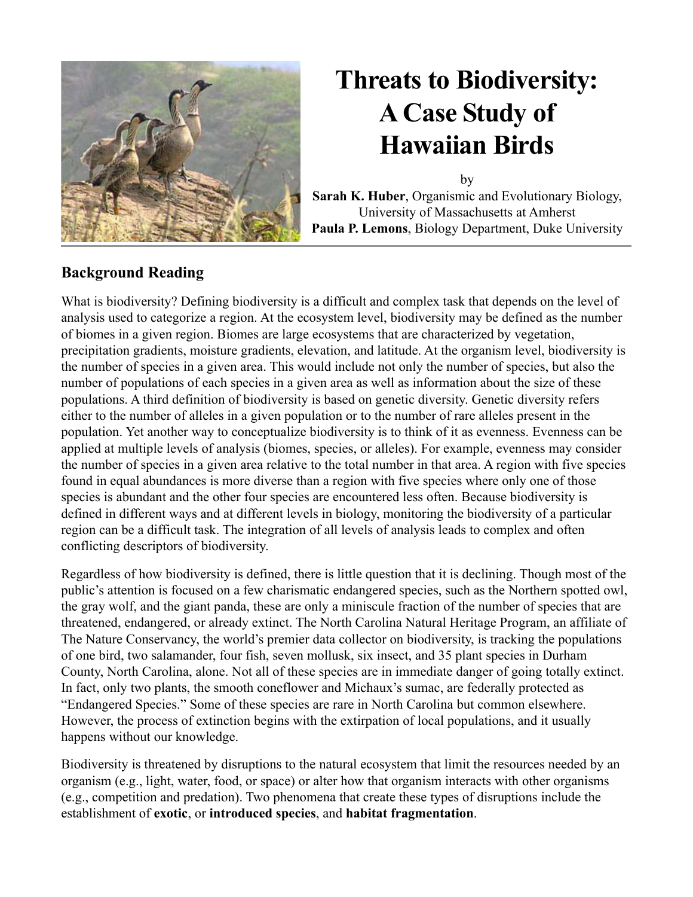# Threats to Biodiversity: A Case Study of Hawaiian Birds

by

**Sarah K. Huber**, Organismic and Evolutionary Biology, University of Massachusetts at Amherst

**Paula P. Lemons**, Biology Department, Duke University

## Background Reading

What is biodiversity? Defining biodiversity is a difficult and complex task that depends on the level of analysis used to categorize a region. At the ecosystem level, biodiversity may be defined as the number of biomes in a given region. Biomes are large ecosystems that are characterized by vegetation, precipitation gradients, moisture gradients, elevation, and latitude. At the organism level, biodiversity is the number of species in a given area. This would include not only the number of species, but also the number of populations of each species in a given area as well as information about the size of these populations. A third definition of biodiversity is based on genetic diversity. Genetic diversity refers either to the number of alleles in a given population or to the number of rare alleles present in the population. Yet another way to conceptualize biodiversity is to think of it as evenness. Evenness can be applied at multiple levels of analysis (biomes, species, or alleles). For example, evenness may consider the number of species in a given area relative to the total number in that area. A region with five species found in equal abundances is more diverse than a region with five species where only one of those species is abundant and the other four species are encountered less often. Because biodiversity is defined in different ways and at different levels in biology, monitoring the biodiversity of a particular region can be a difficult task. The integration of all levels of analysis leads to complex and often conflicting descriptors of biodiversity.

Regardless of how biodiversity is defined, there is little question that it is declining. Though most of the public's attention is focused on a few charismatic endangered species, such as the Northern spotted owl, the gray wolf, and the giant panda, these are only a miniscule fraction of the number of species that are threatened, endangered, or already extinct. The North Carolina Natural Heritage Program, an affiliate of The Nature Conservancy, the world's premier data collector on biodiversity, is tracking the populations of one bird, two salamander, four fish, seven mollusk, six insect, and 35 plant species in Durham County, North Carolina, alone. Not all of these species are in immediate danger of going totally extinct. In fact, only two plants, the smooth coneflower and Michaux's sumac, are federally protected as "Endangered Species." Some of these species are rare in North Carolina but common elsewhere. However, the process of extinction begins with the extirpation of local populations, and it usually happens without our knowledge.

Biodiversity is threatened by disruptions to the natural ecosystem that limit the resources needed by an organism (e.g., light, water, food, or space) or alter how that organism interacts with other organisms (e.g., competition and predation). Two phenomena that create these types of disruptions include the establishment of **exotic**, or **introduced species**, and **habitat fragmentation**.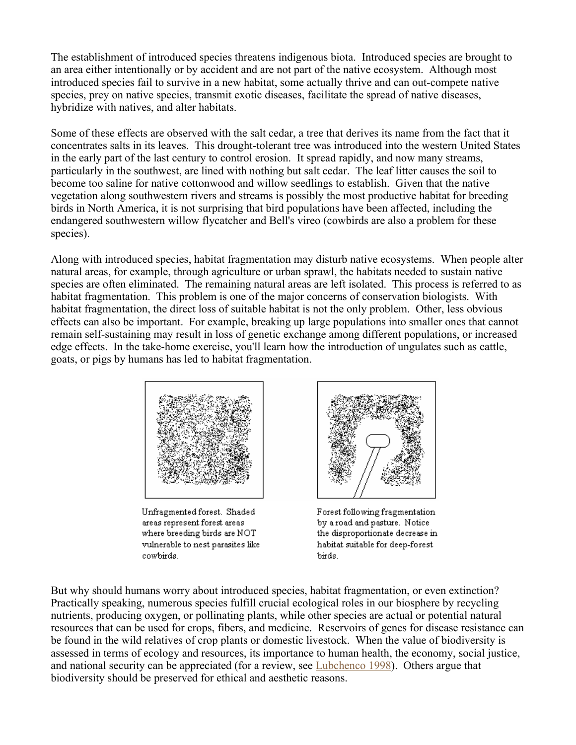The establishment of introduced species threatens indigenous biota. Introduced species are brought to an area either intentionally or by accident and are not part of the native ecosystem. Although most introduced species fail to survive in a new habitat, some actually thrive and can out-compete native species, prey on native species, transmit exotic diseases, facilitate the spread of native diseases, hybridize with natives, and alter habitats.

Some of these effects are observed with the salt cedar, a tree that derives its name from the fact that it concentrates salts in its leaves. This drought-tolerant tree was introduced into the western United States in the early part of the last century to control erosion. It spread rapidly, and now many streams, particularly in the southwest, are lined with nothing but salt cedar. The leaf litter causes the soil to become too saline for native cottonwood and willow seedlings to establish. Given that the native vegetation along southwestern rivers and streams is possibly the most productive habitat for breeding birds in North America, it is not surprising that bird populations have been affected, including the endangered southwestern willow flycatcher and Bell's vireo (cowbirds are also a problem for these species).

Along with introduced species, habitat fragmentation may disturb native ecosystems. When people alter natural areas, for example, through agriculture or urban sprawl, the habitats needed to sustain native species are often eliminated. The remaining natural areas are left isolated. This process is referred to as habitat fragmentation. This problem is one of the major concerns of conservation biologists. With habitat fragmentation, the direct loss of suitable habitat is not the only problem. Other, less obvious effects can also be important. For example, breaking up large populations into smaller ones that cannot remain self-sustaining may result in loss of genetic exchange among different populations, or increased edge effects. In the take-home exercise, you'll learn how the introduction of ungulates such as cattle, goats, or pigs by humans has led to habitat fragmentation.

Unfragmented forest. Shaded areas represent forest areas where breeding birds are NOT vulnerable to nest parasites like cowbirds.

Forest following fragmentation by a road and pasture. Notice the disproportionate decrease in habitat suitable for deep-forest birds.

But why should humans worry about introduced species, habitat fragmentation, or even extinction? Practically speaking, numerous species fulfill crucial ecological roles in our biosphere by recycling nutrients, producing oxygen, or pollinating plants, while other species are actual or potential natural resources that can be used for crops, fibers, and medicine. Reservoirs of genes for disease resistance can be found in the wild relatives of crop plants or domestic livestock. When the value of biodiversity is assessed in terms of ecology and resources, its importance to human health, the economy, social justice, and national security can be appreciated (for a review, see Lubchenco 1998). Others argue that biodiversity should be preserved for ethical and aesthetic reasons.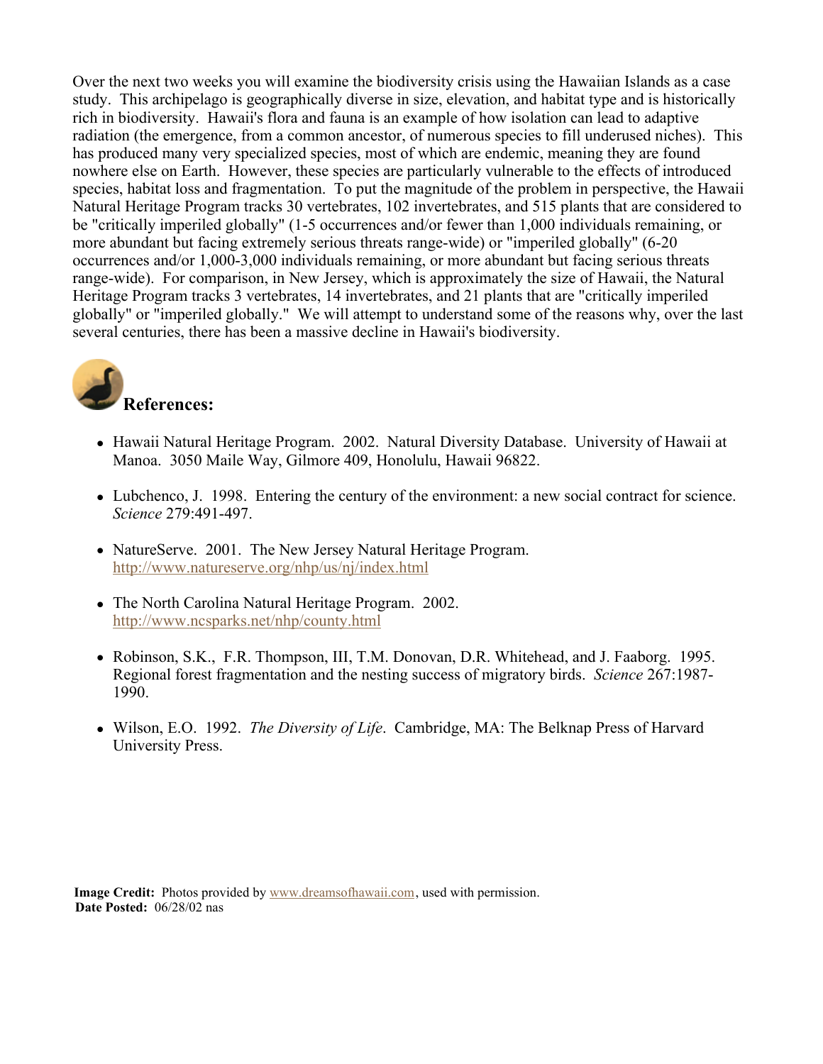Over the next two weeks you will examine the biodiversity crisis using the Hawaiian Islands as a case study. This archipelago is geographically diverse in size, elevation, and habitat type and is historically rich in biodiversity. Hawaii's flora and fauna is an example of how isolation can lead to adaptive radiation (the emergence, from a common ancestor, of numerous species to fill underused niches). This has produced many very specialized species, most of which are endemic, meaning they are found nowhere else on Earth. However, these species are particularly vulnerable to the effects of introduced species, habitat loss and fragmentation. To put the magnitude of the problem in perspective, the Hawaii Natural Heritage Program tracks 30 vertebrates, 102 invertebrates, and 515 plants that are considered to be "critically imperiled globally" (1-5 occurrences and/or fewer than 1,000 individuals remaining, or more abundant but facing extremely serious threats range-wide) or "imperiled globally" (6-20 occurrences and/or 1,000-3,000 individuals remaining, or more abundant but facing serious threats range-wide). For comparison, in New Jersey, which is approximately the size of Hawaii, the Natural Heritage Program tracks 3 vertebrates, 14 invertebrates, and 21 plants that are "critically imperiled globally" or "imperiled globally." We will attempt to understand some of the reasons why, over the last several centuries, there has been a massive decline in Hawaii's biodiversity.

## References:

- Hawaii Natural Heritage Program. 2002. Natural Diversity Database. University of Hawaii at Manoa. 3050 Maile Way, Gilmore 409, Honolulu, Hawaii 96822.
- Lubchenco, J. 1998. Entering the century of the environment: a new social contract for science. *Science* 279:491-497.
- NatureServe. 2001. The New Jersey Natural Heritage Program. http://www.natureserve.org/nhp/us/nj/index.html
- The North Carolina Natural Heritage Program. 2002. http://www.ncsparks.net/nhp/county.html
- Robinson, S.K., F.R. Thompson, III, T.M. Donovan, D.R. Whitehead, and J. Faaborg. 1995. Regional forest fragmentation and the nesting success of migratory birds. *Science* 267:1987-1990.
- Wilson, E.O. 1992. *The Diversity of Life*. Cambridge, MA: The Belknap Press of Harvard University Press.

**Image Credit:** Photos provided by www.dreamsofhawaii.com, used with permission.
**Date Posted:** 06/28/02 nas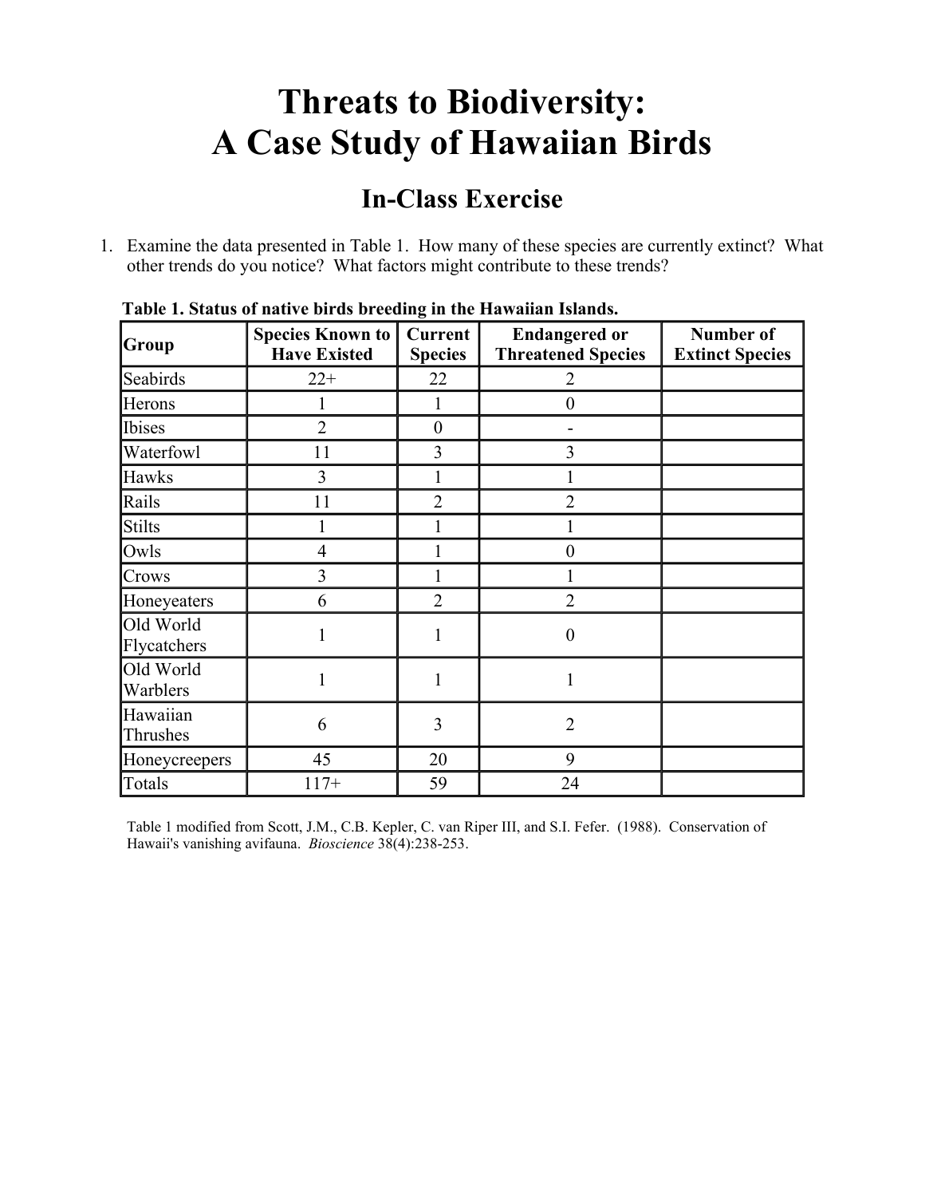# Threats to Biodiversity: A Case Study of Hawaiian Birds

## In-Class Exercise

1. Examine the data presented in Table 1. How many of these species are currently extinct? What other trends do you notice? What factors might contribute to these trends?

**Table 1. Status of native birds breeding in the Hawaiian Islands.**

| Group | Species Known to Have Existed | Current Species | Endangered or Threatened Species | Number of Extinct Species |
|---|---|---|---|---|
| Seabirds | 22+ | 22 | 2 | |
| Herons | 1 | 1 | 0 | |
| Ibises | 2 | 0 | - | |
| Waterfowl | 11 | 3 | 3 | |
| Hawks | 3 | 1 | 1 | |
| Rails | 11 | 2 | 2 | |
| Stilts | 1 | 1 | 1 | |
| Owls | 4 | 1 | 0 | |
| Crows | 3 | 1 | 1 | |
| Honeyeaters | 6 | 2 | 2 | |
| Old World Flycatchers | 1 | 1 | 0 | |
| Old World Warblers | 1 | 1 | 1 | |
| Hawaiian Thrushes | 6 | 3 | 2 | |
| Honeycreepers | 45 | 20 | 9 | |
| Totals | 117+ | 59 | 24 | |

Table 1 modified from Scott, J.M., C.B. Kepler, C. van Riper III, and S.I. Fefer. (1988). Conservation of Hawaii's vanishing avifauna. *Bioscience* 38(4):238-253.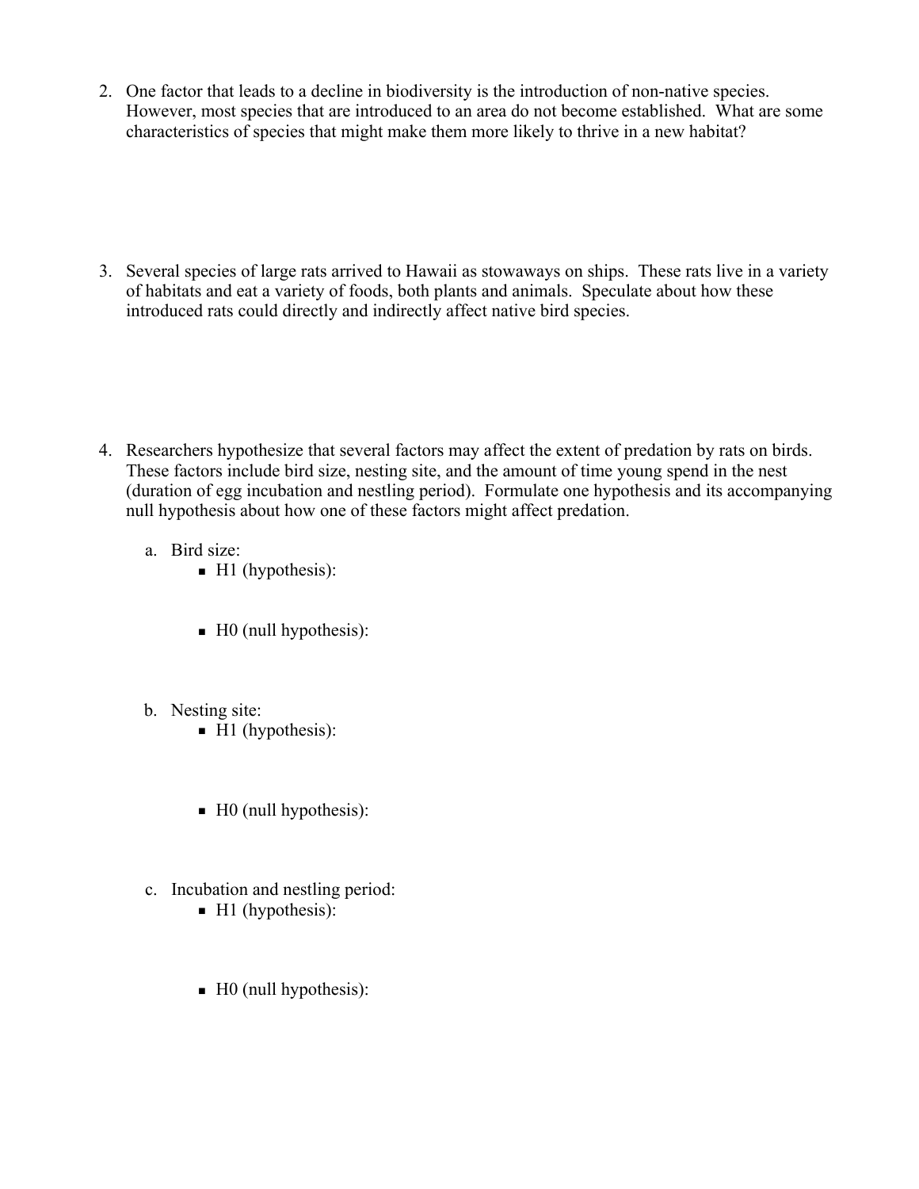2. One factor that leads to a decline in biodiversity is the introduction of non-native species. However, most species that are introduced to an area do not become established. What are some characteristics of species that might make them more likely to thrive in a new habitat?

3. Several species of large rats arrived to Hawaii as stowaways on ships. These rats live in a variety of habitats and eat a variety of foods, both plants and animals. Speculate about how these introduced rats could directly and indirectly affect native bird species.

4. Researchers hypothesize that several factors may affect the extent of predation by rats on birds. These factors include bird size, nesting site, and the amount of time young spend in the nest (duration of egg incubation and nestling period). Formulate one hypothesis and its accompanying null hypothesis about how one of these factors might affect predation.

   a. Bird size:
      - H1 (hypothesis):
      - H0 (null hypothesis):

   b. Nesting site:
      - H1 (hypothesis):
      - H0 (null hypothesis):

   c. Incubation and nestling period:
      - H1 (hypothesis):
      - H0 (null hypothesis):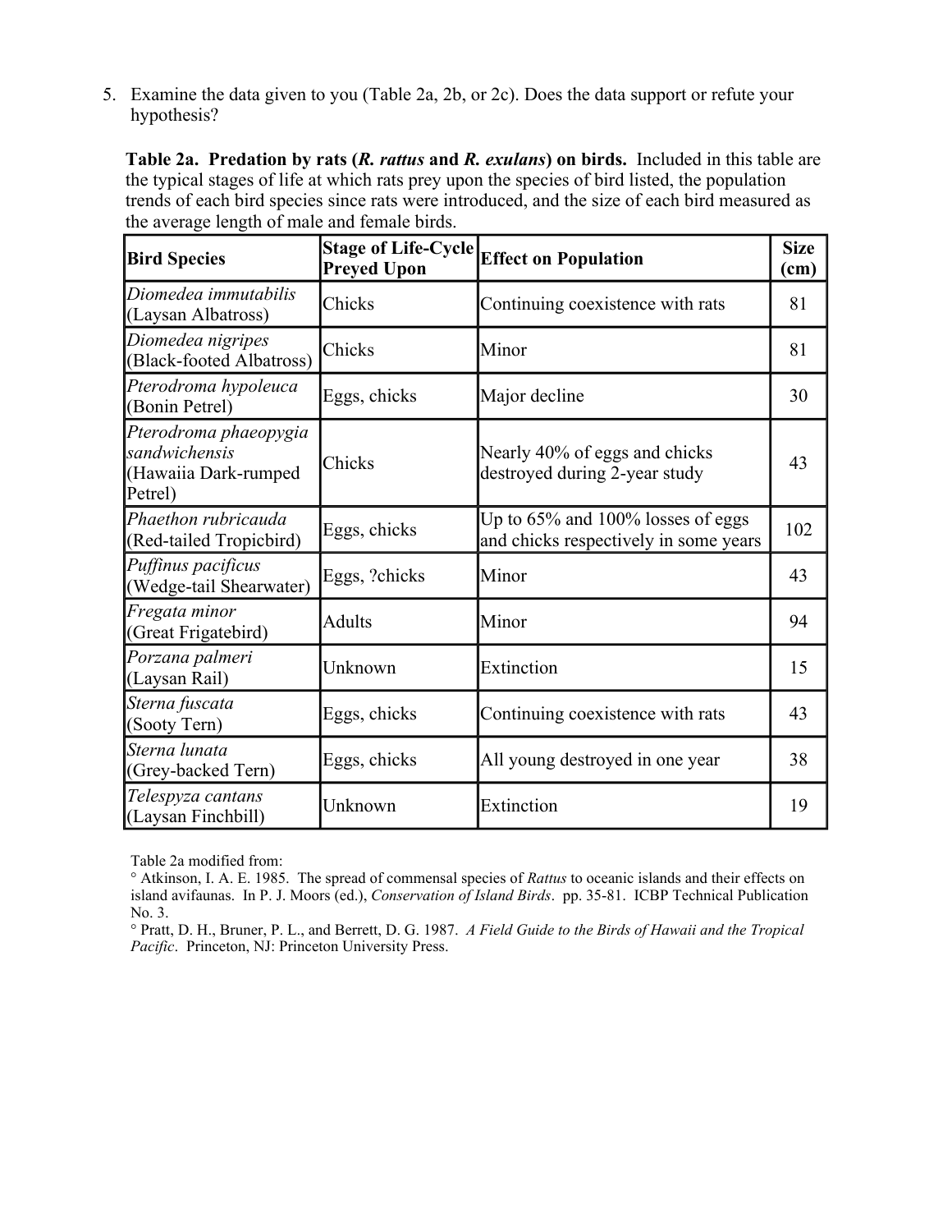5. Examine the data given to you (Table 2a, 2b, or 2c). Does the data support or refute your hypothesis?

**Table 2a. Predation by rats (*R. rattus* and *R. exulans*) on birds.** Included in this table are the typical stages of life at which rats prey upon the species of bird listed, the population trends of each bird species since rats were introduced, and the size of each bird measured as the average length of male and female birds.

| Bird Species | Stage of Life-Cycle Preyed Upon | Effect on Population | Size (cm) |
|---|---|---|---|
| *Diomedea immutabilis* (Laysan Albatross) | Chicks | Continuing coexistence with rats | 81 |
| *Diomedea nigripes* (Black-footed Albatross) | Chicks | Minor | 81 |
| *Pterodroma hypoleuca* (Bonin Petrel) | Eggs, chicks | Major decline | 30 |
| *Pterodroma phaeopygia sandwichensis* (Hawaiia Dark-rumped Petrel) | Chicks | Nearly 40% of eggs and chicks destroyed during 2-year study | 43 |
| *Phaethon rubricauda* (Red-tailed Tropicbird) | Eggs, chicks | Up to 65% and 100% losses of eggs and chicks respectively in some years | 102 |
| *Puffinus pacificus* (Wedge-tail Shearwater) | Eggs, ?chicks | Minor | 43 |
| *Fregata minor* (Great Frigatebird) | Adults | Minor | 94 |
| *Porzana palmeri* (Laysan Rail) | Unknown | Extinction | 15 |
| *Sterna fuscata* (Sooty Tern) | Eggs, chicks | Continuing coexistence with rats | 43 |
| *Sterna lunata* (Grey-backed Tern) | Eggs, chicks | All young destroyed in one year | 38 |
| *Telespyza cantans* (Laysan Finchbill) | Unknown | Extinction | 19 |

Table 2a modified from:

° Atkinson, I. A. E. 1985. The spread of commensal species of *Rattus* to oceanic islands and their effects on island avifaunas. In P. J. Moors (ed.), *Conservation of Island Birds*. pp. 35-81. ICBP Technical Publication No. 3.

° Pratt, D. H., Bruner, P. L., and Berrett, D. G. 1987. *A Field Guide to the Birds of Hawaii and the Tropical Pacific*. Princeton, NJ: Princeton University Press.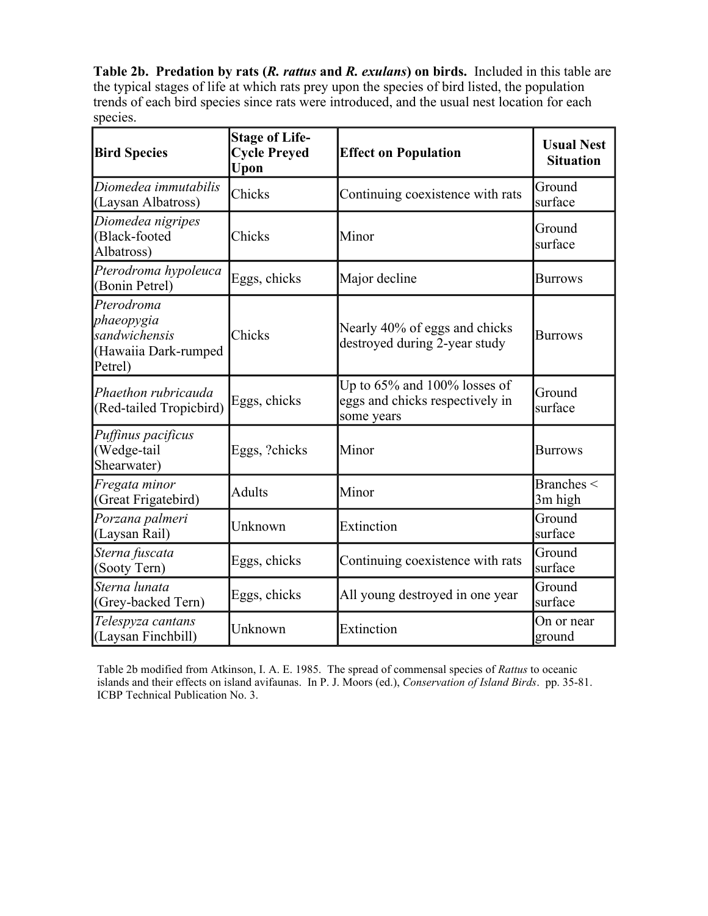**Table 2b. Predation by rats (*R. rattus* and *R. exulans*) on birds.** Included in this table are the typical stages of life at which rats prey upon the species of bird listed, the population trends of each bird species since rats were introduced, and the usual nest location for each species.

| Bird Species | Stage of Life-Cycle Preyed Upon | Effect on Population | Usual Nest Situation |
|---|---|---|---|
| *Diomedea immutabilis* (Laysan Albatross) | Chicks | Continuing coexistence with rats | Ground surface |
| *Diomedea nigripes* (Black-footed Albatross) | Chicks | Minor | Ground surface |
| *Pterodroma hypoleuca* (Bonin Petrel) | Eggs, chicks | Major decline | Burrows |
| *Pterodroma phaeopygia sandwichensis* (Hawaiia Dark-rumped Petrel) | Chicks | Nearly 40% of eggs and chicks destroyed during 2-year study | Burrows |
| *Phaethon rubricauda* (Red-tailed Tropicbird) | Eggs, chicks | Up to 65% and 100% losses of eggs and chicks respectively in some years | Ground surface |
| *Puffinus pacificus* (Wedge-tail Shearwater) | Eggs, ?chicks | Minor | Burrows |
| *Fregata minor* (Great Frigatebird) | Adults | Minor | Branches < 3m high |
| *Porzana palmeri* (Laysan Rail) | Unknown | Extinction | Ground surface |
| *Sterna fuscata* (Sooty Tern) | Eggs, chicks | Continuing coexistence with rats | Ground surface |
| *Sterna lunata* (Grey-backed Tern) | Eggs, chicks | All young destroyed in one year | Ground surface |
| *Telespyza cantans* (Laysan Finchbill) | Unknown | Extinction | On or near ground |

Table 2b modified from Atkinson, I. A. E. 1985. The spread of commensal species of *Rattus* to oceanic islands and their effects on island avifaunas. In P. J. Moors (ed.), *Conservation of Island Birds*. pp. 35-81. ICBP Technical Publication No. 3.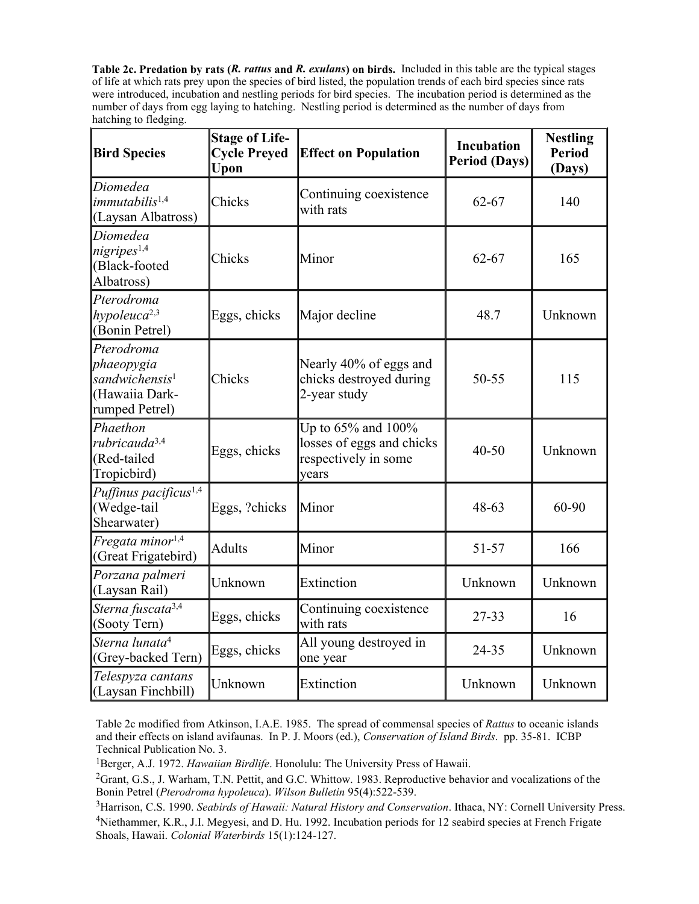**Table 2c. Predation by rats (*R. rattus* and *R. exulans*) on birds.** Included in this table are the typical stages of life at which rats prey upon the species of bird listed, the population trends of each bird species since rats were introduced, incubation and nestling periods for bird species. The incubation period is determined as the number of days from egg laying to hatching. Nestling period is determined as the number of days from hatching to fledging.

| Bird Species | Stage of Life-Cycle Preyed Upon | Effect on Population | Incubation Period (Days) | Nestling Period (Days) |
|---|---|---|---|---|
| *Diomedea immutabilis*[1,4] (Laysan Albatross) | Chicks | Continuing coexistence with rats | 62-67 | 140 |
| *Diomedea nigripes*[1,4] (Black-footed Albatross) | Chicks | Minor | 62-67 | 165 |
| *Pterodroma hypoleuca*[2,3] (Bonin Petrel) | Eggs, chicks | Major decline | 48.7 | Unknown |
| *Pterodroma phaeopygia sandwichensis*[1] (Hawaiia Dark-rumped Petrel) | Chicks | Nearly 40% of eggs and chicks destroyed during 2-year study | 50-55 | 115 |
| *Phaethon rubricauda*[3,4] (Red-tailed Tropicbird) | Eggs, chicks | Up to 65% and 100% losses of eggs and chicks respectively in some years | 40-50 | Unknown |
| *Puffinus pacificus*[1,4] (Wedge-tail Shearwater) | Eggs, ?chicks | Minor | 48-63 | 60-90 |
| *Fregata minor*[1,4] (Great Frigatebird) | Adults | Minor | 51-57 | 166 |
| *Porzana palmeri* (Laysan Rail) | Unknown | Extinction | Unknown | Unknown |
| *Sterna fuscata*[3,4] (Sooty Tern) | Eggs, chicks | Continuing coexistence with rats | 27-33 | 16 |
| *Sterna lunata*[4] (Grey-backed Tern) | Eggs, chicks | All young destroyed in one year | 24-35 | Unknown |
| *Telespyza cantans* (Laysan Finchbill) | Unknown | Extinction | Unknown | Unknown |

Table 2c modified from Atkinson, I.A.E. 1985. The spread of commensal species of *Rattus* to oceanic islands and their effects on island avifaunas. In P. J. Moors (ed.), *Conservation of Island Birds*. pp. 35-81. ICBP Technical Publication No. 3.

[1]Berger, A.J. 1972. *Hawaiian Birdlife*. Honolulu: The University Press of Hawaii.

[2]Grant, G.S., J. Warham, T.N. Pettit, and G.C. Whittow. 1983. Reproductive behavior and vocalizations of the Bonin Petrel (*Pterodroma hypoleuca*). *Wilson Bulletin* 95(4):522-539.

[3]Harrison, C.S. 1990. *Seabirds of Hawaii: Natural History and Conservation*. Ithaca, NY: Cornell University Press.

[4]Niethammer, K.R., J.I. Megyesi, and D. Hu. 1992. Incubation periods for 12 seabird species at French Frigate Shoals, Hawaii. *Colonial Waterbirds* 15(1):124-127.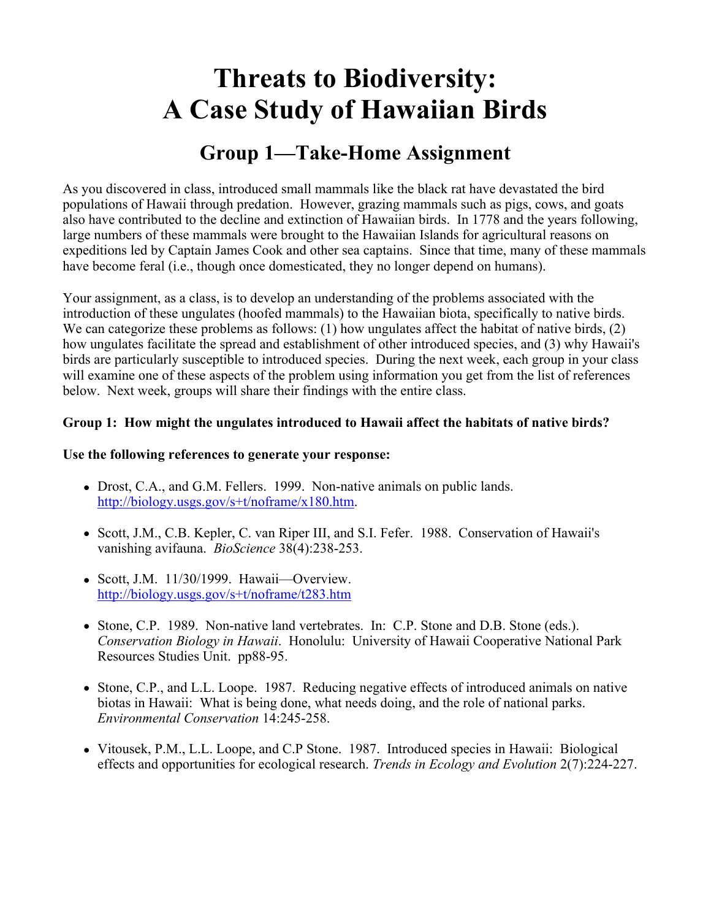# Threats to Biodiversity: A Case Study of Hawaiian Birds

## Group 1—Take-Home Assignment

As you discovered in class, introduced small mammals like the black rat have devastated the bird populations of Hawaii through predation. However, grazing mammals such as pigs, cows, and goats also have contributed to the decline and extinction of Hawaiian birds. In 1778 and the years following, large numbers of these mammals were brought to the Hawaiian Islands for agricultural reasons on expeditions led by Captain James Cook and other sea captains. Since that time, many of these mammals have become feral (i.e., though once domesticated, they no longer depend on humans).

Your assignment, as a class, is to develop an understanding of the problems associated with the introduction of these ungulates (hoofed mammals) to the Hawaiian biota, specifically to native birds. We can categorize these problems as follows: (1) how ungulates affect the habitat of native birds, (2) how ungulates facilitate the spread and establishment of other introduced species, and (3) why Hawaii's birds are particularly susceptible to introduced species. During the next week, each group in your class will examine one of these aspects of the problem using information you get from the list of references below. Next week, groups will share their findings with the entire class.

**Group 1: How might the ungulates introduced to Hawaii affect the habitats of native birds?**

**Use the following references to generate your response:**

- Drost, C.A., and G.M. Fellers. 1999. Non-native animals on public lands. http://biology.usgs.gov/s+t/noframe/x180.htm.
- Scott, J.M., C.B. Kepler, C. van Riper III, and S.I. Fefer. 1988. Conservation of Hawaii's vanishing avifauna. *BioScience* 38(4):238-253.
- Scott, J.M. 11/30/1999. Hawaii—Overview. http://biology.usgs.gov/s+t/noframe/t283.htm
- Stone, C.P. 1989. Non-native land vertebrates. In: C.P. Stone and D.B. Stone (eds.). *Conservation Biology in Hawaii*. Honolulu: University of Hawaii Cooperative National Park Resources Studies Unit. pp88-95.
- Stone, C.P., and L.L. Loope. 1987. Reducing negative effects of introduced animals on native biotas in Hawaii: What is being done, what needs doing, and the role of national parks. *Environmental Conservation* 14:245-258.
- Vitousek, P.M., L.L. Loope, and C.P Stone. 1987. Introduced species in Hawaii: Biological effects and opportunities for ecological research. *Trends in Ecology and Evolution* 2(7):224-227.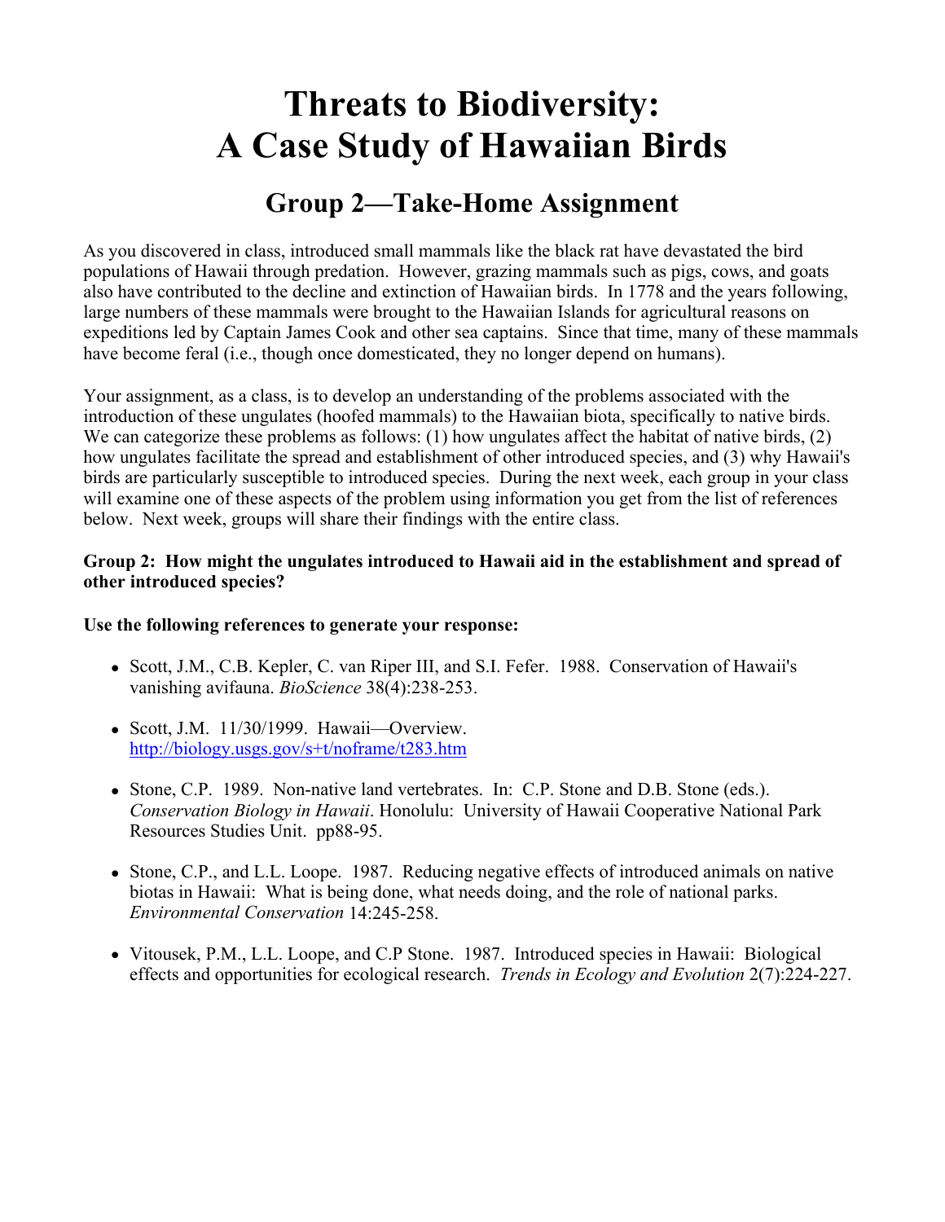# Threats to Biodiversity: A Case Study of Hawaiian Birds

## Group 2—Take-Home Assignment

As you discovered in class, introduced small mammals like the black rat have devastated the bird populations of Hawaii through predation. However, grazing mammals such as pigs, cows, and goats also have contributed to the decline and extinction of Hawaiian birds. In 1778 and the years following, large numbers of these mammals were brought to the Hawaiian Islands for agricultural reasons on expeditions led by Captain James Cook and other sea captains. Since that time, many of these mammals have become feral (i.e., though once domesticated, they no longer depend on humans).

Your assignment, as a class, is to develop an understanding of the problems associated with the introduction of these ungulates (hoofed mammals) to the Hawaiian biota, specifically to native birds. We can categorize these problems as follows: (1) how ungulates affect the habitat of native birds, (2) how ungulates facilitate the spread and establishment of other introduced species, and (3) why Hawaii's birds are particularly susceptible to introduced species. During the next week, each group in your class will examine one of these aspects of the problem using information you get from the list of references below. Next week, groups will share their findings with the entire class.

**Group 2: How might the ungulates introduced to Hawaii aid in the establishment and spread of other introduced species?**

**Use the following references to generate your response:**

- Scott, J.M., C.B. Kepler, C. van Riper III, and S.I. Fefer. 1988. Conservation of Hawaii's vanishing avifauna. *BioScience* 38(4):238-253.
- Scott, J.M. 11/30/1999. Hawaii—Overview. http://biology.usgs.gov/s+t/noframe/t283.htm
- Stone, C.P. 1989. Non-native land vertebrates. In: C.P. Stone and D.B. Stone (eds.). *Conservation Biology in Hawaii*. Honolulu: University of Hawaii Cooperative National Park Resources Studies Unit. pp88-95.
- Stone, C.P., and L.L. Loope. 1987. Reducing negative effects of introduced animals on native biotas in Hawaii: What is being done, what needs doing, and the role of national parks. *Environmental Conservation* 14:245-258.
- Vitousek, P.M., L.L. Loope, and C.P Stone. 1987. Introduced species in Hawaii: Biological effects and opportunities for ecological research. *Trends in Ecology and Evolution* 2(7):224-227.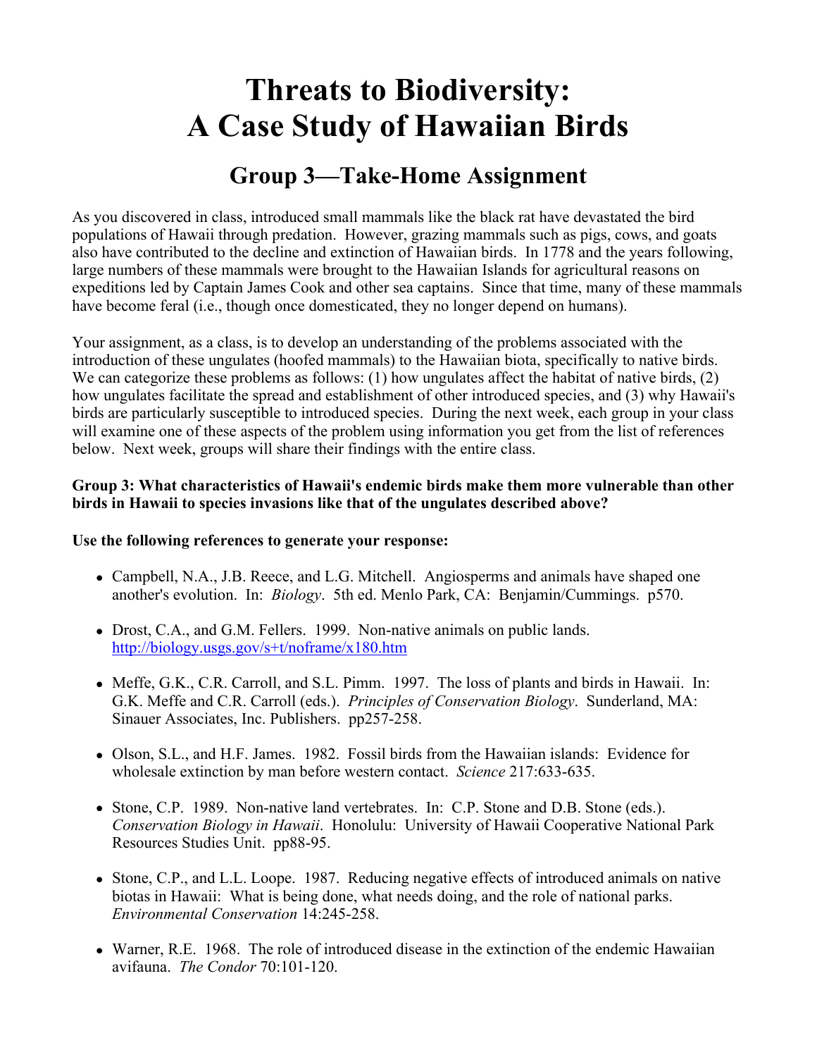# Threats to Biodiversity: A Case Study of Hawaiian Birds

## Group 3—Take-Home Assignment

As you discovered in class, introduced small mammals like the black rat have devastated the bird populations of Hawaii through predation. However, grazing mammals such as pigs, cows, and goats also have contributed to the decline and extinction of Hawaiian birds. In 1778 and the years following, large numbers of these mammals were brought to the Hawaiian Islands for agricultural reasons on expeditions led by Captain James Cook and other sea captains. Since that time, many of these mammals have become feral (i.e., though once domesticated, they no longer depend on humans).

Your assignment, as a class, is to develop an understanding of the problems associated with the introduction of these ungulates (hoofed mammals) to the Hawaiian biota, specifically to native birds. We can categorize these problems as follows: (1) how ungulates affect the habitat of native birds, (2) how ungulates facilitate the spread and establishment of other introduced species, and (3) why Hawaii's birds are particularly susceptible to introduced species. During the next week, each group in your class will examine one of these aspects of the problem using information you get from the list of references below. Next week, groups will share their findings with the entire class.

**Group 3: What characteristics of Hawaii's endemic birds make them more vulnerable than other birds in Hawaii to species invasions like that of the ungulates described above?**

**Use the following references to generate your response:**

- Campbell, N.A., J.B. Reece, and L.G. Mitchell. Angiosperms and animals have shaped one another's evolution. In: *Biology*. 5th ed. Menlo Park, CA: Benjamin/Cummings. p570.
- Drost, C.A., and G.M. Fellers. 1999. Non-native animals on public lands. http://biology.usgs.gov/s+t/noframe/x180.htm
- Meffe, G.K., C.R. Carroll, and S.L. Pimm. 1997. The loss of plants and birds in Hawaii. In: G.K. Meffe and C.R. Carroll (eds.). *Principles of Conservation Biology*. Sunderland, MA: Sinauer Associates, Inc. Publishers. pp257-258.
- Olson, S.L., and H.F. James. 1982. Fossil birds from the Hawaiian islands: Evidence for wholesale extinction by man before western contact. *Science* 217:633-635.
- Stone, C.P. 1989. Non-native land vertebrates. In: C.P. Stone and D.B. Stone (eds.). *Conservation Biology in Hawaii*. Honolulu: University of Hawaii Cooperative National Park Resources Studies Unit. pp88-95.
- Stone, C.P., and L.L. Loope. 1987. Reducing negative effects of introduced animals on native biotas in Hawaii: What is being done, what needs doing, and the role of national parks. *Environmental Conservation* 14:245-258.
- Warner, R.E. 1968. The role of introduced disease in the extinction of the endemic Hawaiian avifauna. *The Condor* 70:101-120.